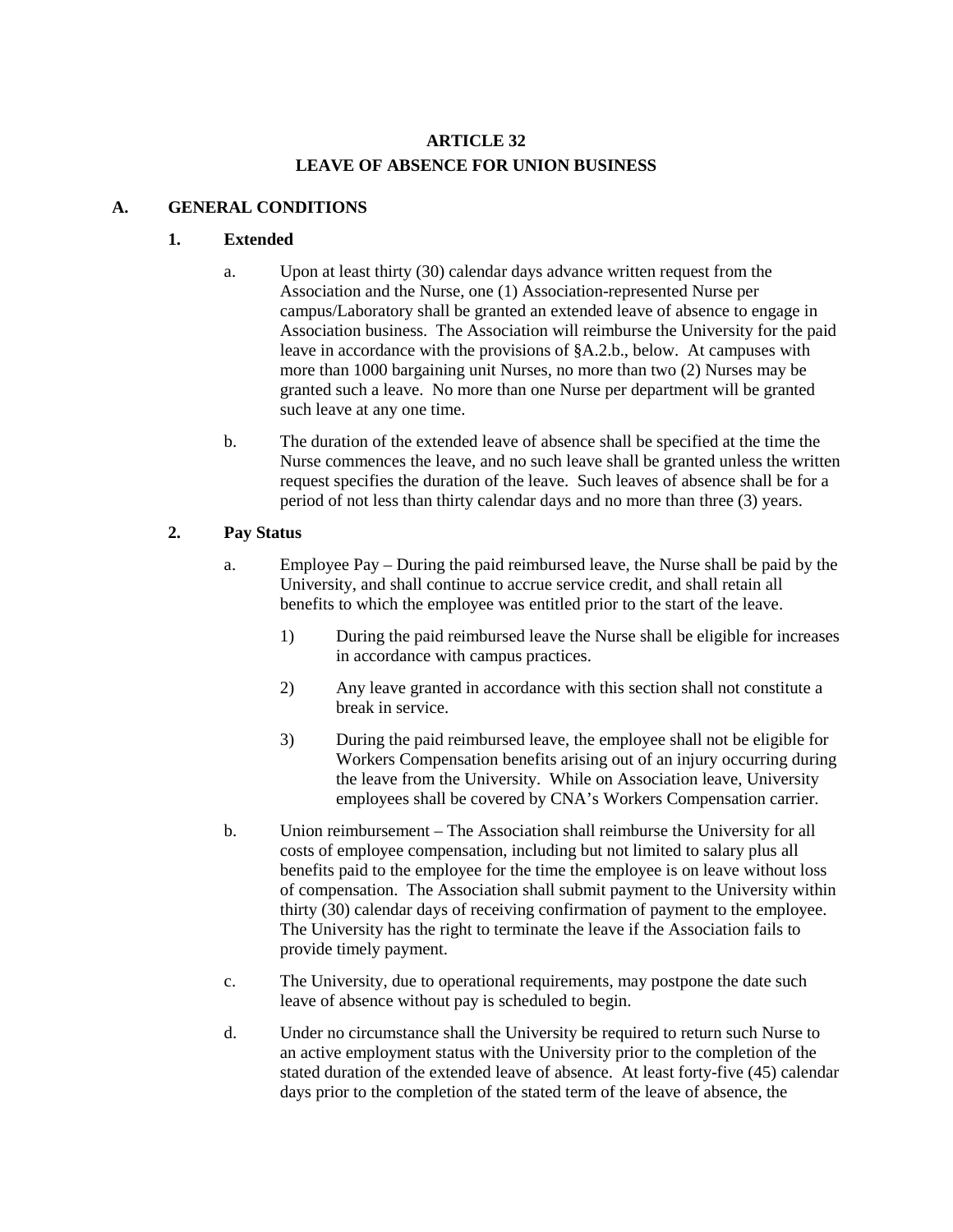# ARTICLE 32
# LEAVE OF ABSENCE FOR UNION BUSINESS

## A. GENERAL CONDITIONS

### 1. Extended

a. Upon at least thirty (30) calendar days advance written request from the Association and the Nurse, one (1) Association-represented Nurse per campus/Laboratory shall be granted an extended leave of absence to engage in Association business. The Association will reimburse the University for the paid leave in accordance with the provisions of §A.2.b., below. At campuses with more than 1000 bargaining unit Nurses, no more than two (2) Nurses may be granted such a leave. No more than one Nurse per department will be granted such leave at any one time.

b. The duration of the extended leave of absence shall be specified at the time the Nurse commences the leave, and no such leave shall be granted unless the written request specifies the duration of the leave. Such leaves of absence shall be for a period of not less than thirty calendar days and no more than three (3) years.

### 2. Pay Status

a. Employee Pay – During the paid reimbursed leave, the Nurse shall be paid by the University, and shall continue to accrue service credit, and shall retain all benefits to which the employee was entitled prior to the start of the leave.

   1) During the paid reimbursed leave the Nurse shall be eligible for increases in accordance with campus practices.

   2) Any leave granted in accordance with this section shall not constitute a break in service.

   3) During the paid reimbursed leave, the employee shall not be eligible for Workers Compensation benefits arising out of an injury occurring during the leave from the University. While on Association leave, University employees shall be covered by CNA's Workers Compensation carrier.

b. Union reimbursement – The Association shall reimburse the University for all costs of employee compensation, including but not limited to salary plus all benefits paid to the employee for the time the employee is on leave without loss of compensation. The Association shall submit payment to the University within thirty (30) calendar days of receiving confirmation of payment to the employee. The University has the right to terminate the leave if the Association fails to provide timely payment.

c. The University, due to operational requirements, may postpone the date such leave of absence without pay is scheduled to begin.

d. Under no circumstance shall the University be required to return such Nurse to an active employment status with the University prior to the completion of the stated duration of the extended leave of absence. At least forty-five (45) calendar days prior to the completion of the stated term of the leave of absence, the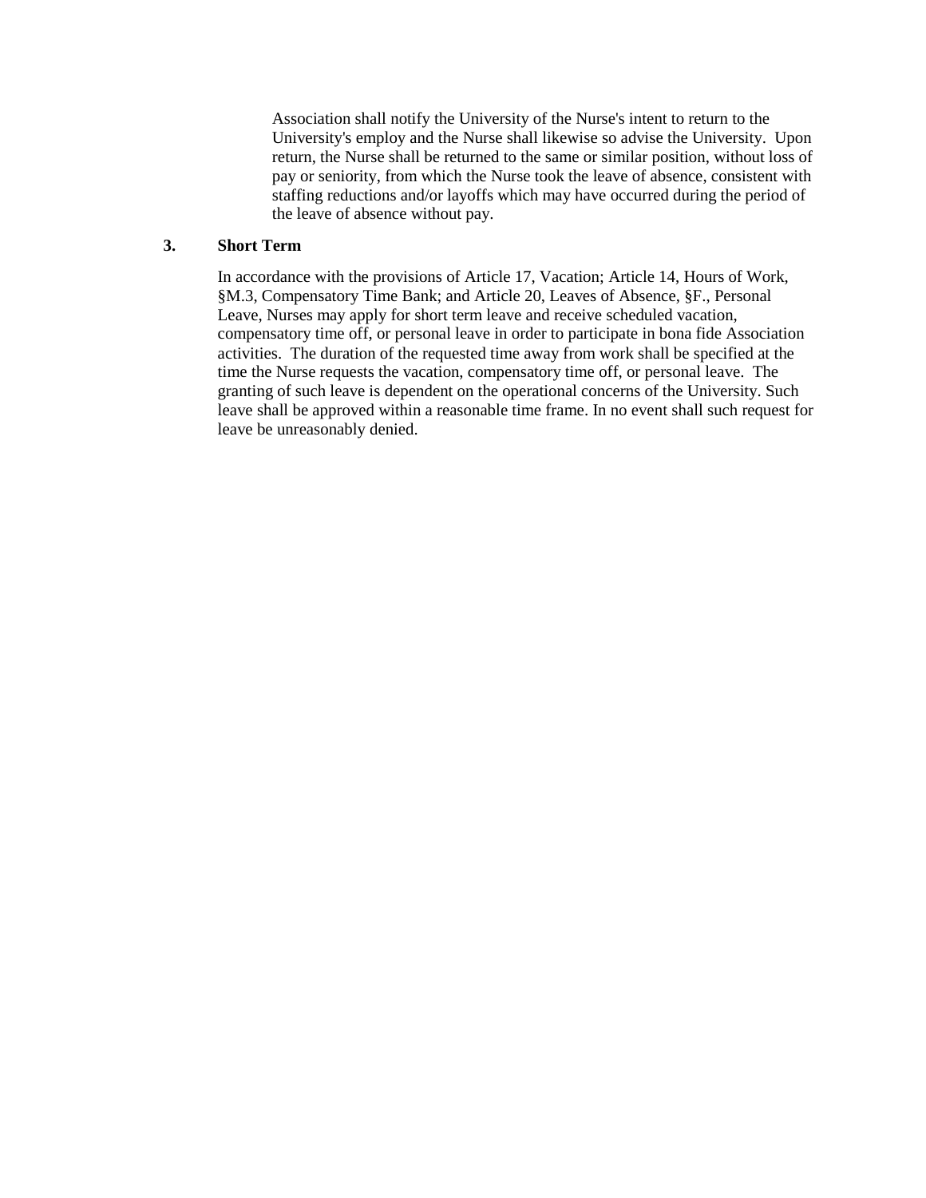Association shall notify the University of the Nurse's intent to return to the University's employ and the Nurse shall likewise so advise the University. Upon return, the Nurse shall be returned to the same or similar position, without loss of pay or seniority, from which the Nurse took the leave of absence, consistent with staffing reductions and/or layoffs which may have occurred during the period of the leave of absence without pay.

**3. Short Term**

In accordance with the provisions of Article 17, Vacation; Article 14, Hours of Work, §M.3, Compensatory Time Bank; and Article 20, Leaves of Absence, §F., Personal Leave, Nurses may apply for short term leave and receive scheduled vacation, compensatory time off, or personal leave in order to participate in bona fide Association activities. The duration of the requested time away from work shall be specified at the time the Nurse requests the vacation, compensatory time off, or personal leave. The granting of such leave is dependent on the operational concerns of the University. Such leave shall be approved within a reasonable time frame. In no event shall such request for leave be unreasonably denied.